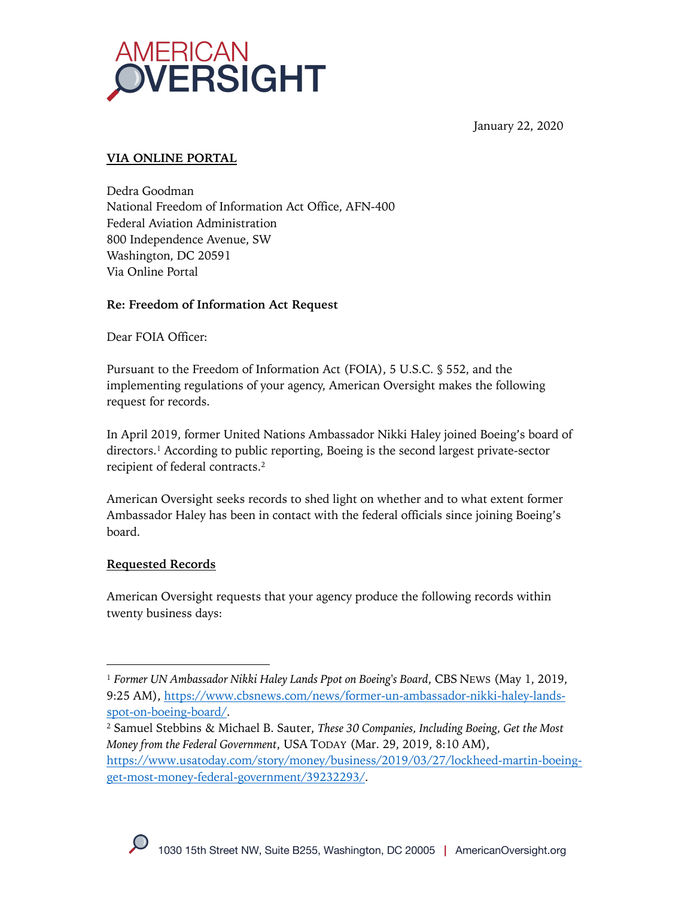# AMERICAN OVERSIGHT

January 22, 2020

**VIA ONLINE PORTAL**

Dedra Goodman
National Freedom of Information Act Office, AFN-400
Federal Aviation Administration
800 Independence Avenue, SW
Washington, DC 20591
Via Online Portal

**Re: Freedom of Information Act Request**

Dear FOIA Officer:

Pursuant to the Freedom of Information Act (FOIA), 5 U.S.C. § 552, and the implementing regulations of your agency, American Oversight makes the following request for records.

In April 2019, former United Nations Ambassador Nikki Haley joined Boeing's board of directors.[1] According to public reporting, Boeing is the second largest private-sector recipient of federal contracts.[2]

American Oversight seeks records to shed light on whether and to what extent former Ambassador Haley has been in contact with the federal officials since joining Boeing's board.

**Requested Records**

American Oversight requests that your agency produce the following records within twenty business days:

---

[1] *Former UN Ambassador Nikki Haley Lands Ppot on Boeing's Board*, CBS NEWS (May 1, 2019, 9:25 AM), https://www.cbsnews.com/news/former-un-ambassador-nikki-haley-lands-spot-on-boeing-board/.

[2] Samuel Stebbins & Michael B. Sauter, *These 30 Companies, Including Boeing, Get the Most Money from the Federal Government*, USA TODAY (Mar. 29, 2019, 8:10 AM), https://www.usatoday.com/story/money/business/2019/03/27/lockheed-martin-boeing-get-most-money-federal-government/39232293/.

1030 15th Street NW, Suite B255, Washington, DC 20005 | AmericanOversight.org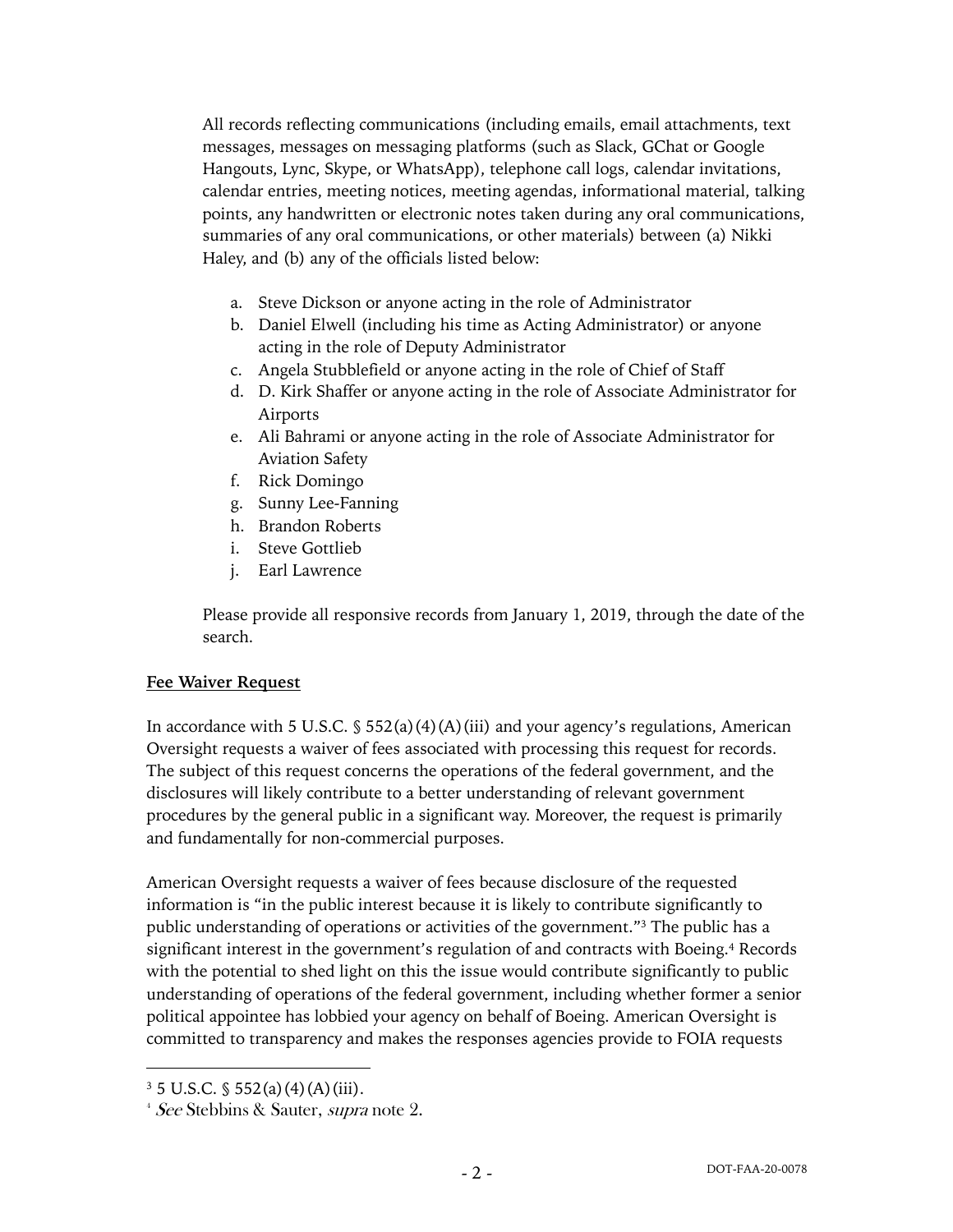All records reflecting communications (including emails, email attachments, text messages, messages on messaging platforms (such as Slack, GChat or Google Hangouts, Lync, Skype, or WhatsApp), telephone call logs, calendar invitations, calendar entries, meeting notices, meeting agendas, informational material, talking points, any handwritten or electronic notes taken during any oral communications, summaries of any oral communications, or other materials) between (a) Nikki Haley, and (b) any of the officials listed below:

a. Steve Dickson or anyone acting in the role of Administrator
b. Daniel Elwell (including his time as Acting Administrator) or anyone acting in the role of Deputy Administrator
c. Angela Stubblefield or anyone acting in the role of Chief of Staff
d. D. Kirk Shaffer or anyone acting in the role of Associate Administrator for Airports
e. Ali Bahrami or anyone acting in the role of Associate Administrator for Aviation Safety
f. Rick Domingo
g. Sunny Lee-Fanning
h. Brandon Roberts
i. Steve Gottlieb
j. Earl Lawrence

Please provide all responsive records from January 1, 2019, through the date of the search.

**Fee Waiver Request**

In accordance with 5 U.S.C. § 552(a)(4)(A)(iii) and your agency's regulations, American Oversight requests a waiver of fees associated with processing this request for records. The subject of this request concerns the operations of the federal government, and the disclosures will likely contribute to a better understanding of relevant government procedures by the general public in a significant way. Moreover, the request is primarily and fundamentally for non-commercial purposes.

American Oversight requests a waiver of fees because disclosure of the requested information is "in the public interest because it is likely to contribute significantly to public understanding of operations or activities of the government."[3] The public has a significant interest in the government's regulation of and contracts with Boeing.[4] Records with the potential to shed light on this the issue would contribute significantly to public understanding of operations of the federal government, including whether former a senior political appointee has lobbied your agency on behalf of Boeing. American Oversight is committed to transparency and makes the responses agencies provide to FOIA requests

---

[3] 5 U.S.C. § 552(a)(4)(A)(iii).

[4] *See* Stebbins & Sauter, *supra* note 2.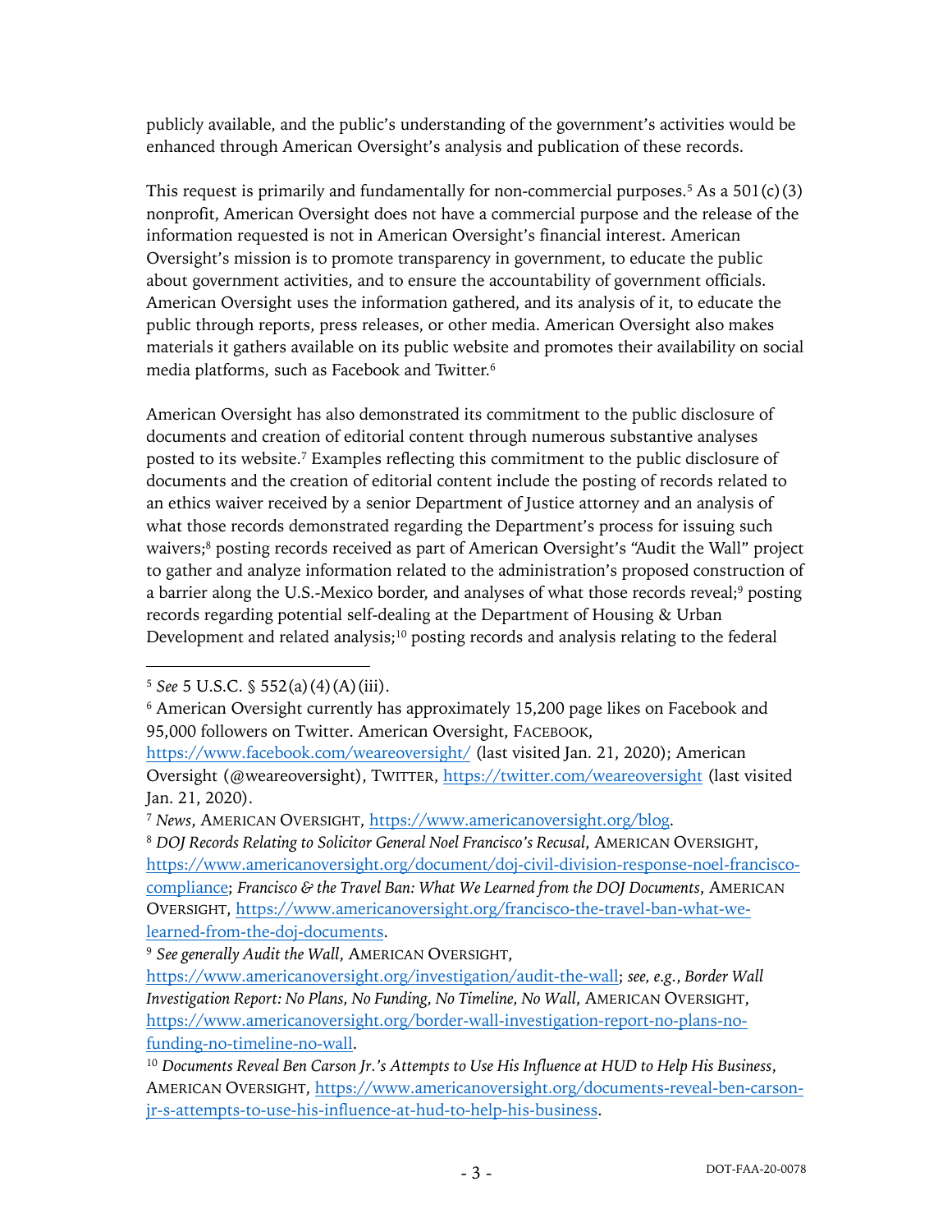publicly available, and the public's understanding of the government's activities would be enhanced through American Oversight's analysis and publication of these records.

This request is primarily and fundamentally for non-commercial purposes.[5] As a 501(c)(3) nonprofit, American Oversight does not have a commercial purpose and the release of the information requested is not in American Oversight's financial interest. American Oversight's mission is to promote transparency in government, to educate the public about government activities, and to ensure the accountability of government officials. American Oversight uses the information gathered, and its analysis of it, to educate the public through reports, press releases, or other media. American Oversight also makes materials it gathers available on its public website and promotes their availability on social media platforms, such as Facebook and Twitter.[6]

American Oversight has also demonstrated its commitment to the public disclosure of documents and creation of editorial content through numerous substantive analyses posted to its website.[7] Examples reflecting this commitment to the public disclosure of documents and the creation of editorial content include the posting of records related to an ethics waiver received by a senior Department of Justice attorney and an analysis of what those records demonstrated regarding the Department's process for issuing such waivers;[8] posting records received as part of American Oversight's "Audit the Wall" project to gather and analyze information related to the administration's proposed construction of a barrier along the U.S.-Mexico border, and analyses of what those records reveal;[9] posting records regarding potential self-dealing at the Department of Housing & Urban Development and related analysis;[10] posting records and analysis relating to the federal

---

[5] *See* 5 U.S.C. § 552(a)(4)(A)(iii).

[6] American Oversight currently has approximately 15,200 page likes on Facebook and 95,000 followers on Twitter. American Oversight, FACEBOOK, https://www.facebook.com/weareoversight/ (last visited Jan. 21, 2020); American Oversight (@weareoversight), TWITTER, https://twitter.com/weareoversight (last visited Jan. 21, 2020).

[7] *News*, AMERICAN OVERSIGHT, https://www.americanoversight.org/blog.

[8] *DOJ Records Relating to Solicitor General Noel Francisco's Recusal*, AMERICAN OVERSIGHT, https://www.americanoversight.org/document/doj-civil-division-response-noel-francisco-compliance; *Francisco & the Travel Ban: What We Learned from the DOJ Documents*, AMERICAN OVERSIGHT, https://www.americanoversight.org/francisco-the-travel-ban-what-we-learned-from-the-doj-documents.

[9] *See generally Audit the Wall*, AMERICAN OVERSIGHT, https://www.americanoversight.org/investigation/audit-the-wall; *see, e.g.*, *Border Wall Investigation Report: No Plans, No Funding, No Timeline, No Wall*, AMERICAN OVERSIGHT, https://www.americanoversight.org/border-wall-investigation-report-no-plans-no-funding-no-timeline-no-wall.

[10] *Documents Reveal Ben Carson Jr.'s Attempts to Use His Influence at HUD to Help His Business*, AMERICAN OVERSIGHT, https://www.americanoversight.org/documents-reveal-ben-carson-jr-s-attempts-to-use-his-influence-at-hud-to-help-his-business.

DOT-FAA-20-0078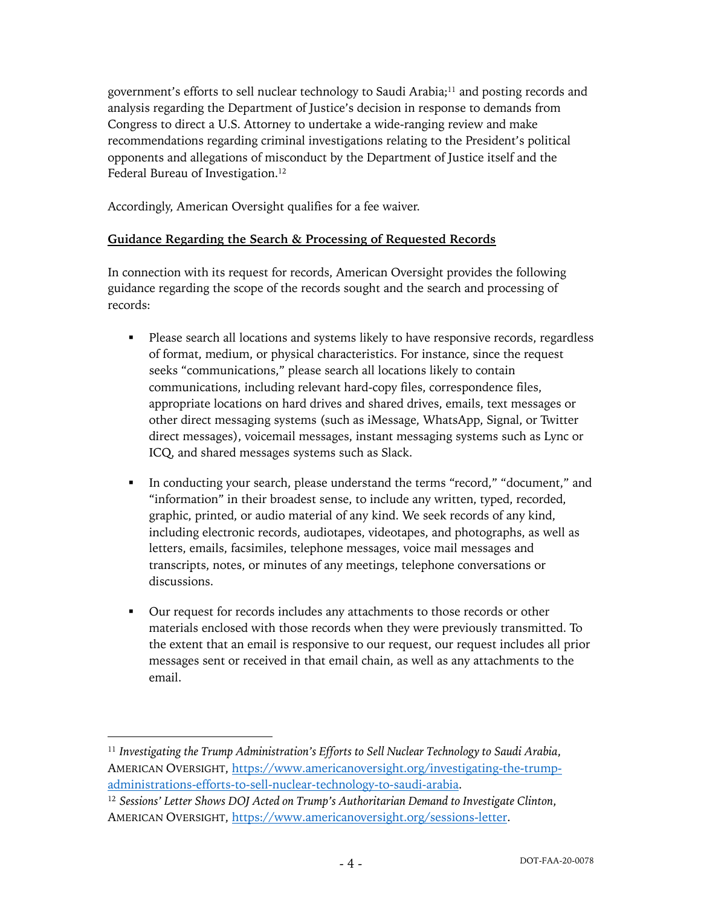government's efforts to sell nuclear technology to Saudi Arabia;[11] and posting records and analysis regarding the Department of Justice's decision in response to demands from Congress to direct a U.S. Attorney to undertake a wide-ranging review and make recommendations regarding criminal investigations relating to the President's political opponents and allegations of misconduct by the Department of Justice itself and the Federal Bureau of Investigation.[12]

Accordingly, American Oversight qualifies for a fee waiver.

**Guidance Regarding the Search & Processing of Requested Records**

In connection with its request for records, American Oversight provides the following guidance regarding the scope of the records sought and the search and processing of records:

- Please search all locations and systems likely to have responsive records, regardless of format, medium, or physical characteristics. For instance, since the request seeks "communications," please search all locations likely to contain communications, including relevant hard-copy files, correspondence files, appropriate locations on hard drives and shared drives, emails, text messages or other direct messaging systems (such as iMessage, WhatsApp, Signal, or Twitter direct messages), voicemail messages, instant messaging systems such as Lync or ICQ, and shared messages systems such as Slack.

- In conducting your search, please understand the terms "record," "document," and "information" in their broadest sense, to include any written, typed, recorded, graphic, printed, or audio material of any kind. We seek records of any kind, including electronic records, audiotapes, videotapes, and photographs, as well as letters, emails, facsimiles, telephone messages, voice mail messages and transcripts, notes, or minutes of any meetings, telephone conversations or discussions.

- Our request for records includes any attachments to those records or other materials enclosed with those records when they were previously transmitted. To the extent that an email is responsive to our request, our request includes all prior messages sent or received in that email chain, as well as any attachments to the email.

---

[11] *Investigating the Trump Administration's Efforts to Sell Nuclear Technology to Saudi Arabia*, AMERICAN OVERSIGHT, https://www.americanoversight.org/investigating-the-trump-administrations-efforts-to-sell-nuclear-technology-to-saudi-arabia.

[12] *Sessions' Letter Shows DOJ Acted on Trump's Authoritarian Demand to Investigate Clinton*, AMERICAN OVERSIGHT, https://www.americanoversight.org/sessions-letter.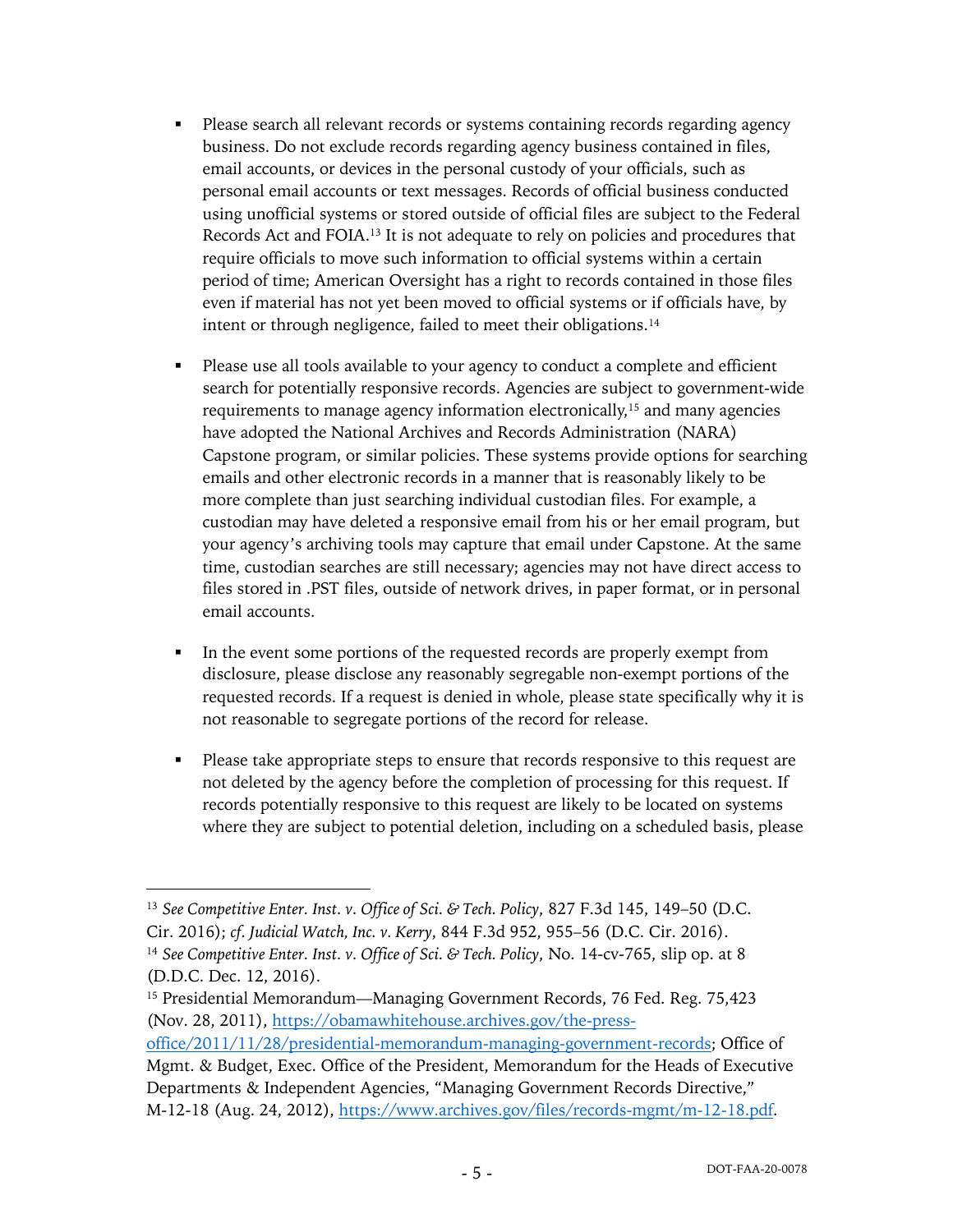- Please search all relevant records or systems containing records regarding agency business. Do not exclude records regarding agency business contained in files, email accounts, or devices in the personal custody of your officials, such as personal email accounts or text messages. Records of official business conducted using unofficial systems or stored outside of official files are subject to the Federal Records Act and FOIA.[13] It is not adequate to rely on policies and procedures that require officials to move such information to official systems within a certain period of time; American Oversight has a right to records contained in those files even if material has not yet been moved to official systems or if officials have, by intent or through negligence, failed to meet their obligations.[14]

- Please use all tools available to your agency to conduct a complete and efficient search for potentially responsive records. Agencies are subject to government-wide requirements to manage agency information electronically,[15] and many agencies have adopted the National Archives and Records Administration (NARA) Capstone program, or similar policies. These systems provide options for searching emails and other electronic records in a manner that is reasonably likely to be more complete than just searching individual custodian files. For example, a custodian may have deleted a responsive email from his or her email program, but your agency's archiving tools may capture that email under Capstone. At the same time, custodian searches are still necessary; agencies may not have direct access to files stored in .PST files, outside of network drives, in paper format, or in personal email accounts.

- In the event some portions of the requested records are properly exempt from disclosure, please disclose any reasonably segregable non-exempt portions of the requested records. If a request is denied in whole, please state specifically why it is not reasonable to segregate portions of the record for release.

- Please take appropriate steps to ensure that records responsive to this request are not deleted by the agency before the completion of processing for this request. If records potentially responsive to this request are likely to be located on systems where they are subject to potential deletion, including on a scheduled basis, please

---

[13] *See Competitive Enter. Inst. v. Office of Sci. & Tech. Policy*, 827 F.3d 145, 149–50 (D.C. Cir. 2016); *cf. Judicial Watch, Inc. v. Kerry*, 844 F.3d 952, 955–56 (D.C. Cir. 2016).

[14] *See Competitive Enter. Inst. v. Office of Sci. & Tech. Policy*, No. 14-cv-765, slip op. at 8 (D.D.C. Dec. 12, 2016).

[15] Presidential Memorandum—Managing Government Records, 76 Fed. Reg. 75,423 (Nov. 28, 2011), https://obamawhitehouse.archives.gov/the-press-office/2011/11/28/presidential-memorandum-managing-government-records; Office of Mgmt. & Budget, Exec. Office of the President, Memorandum for the Heads of Executive Departments & Independent Agencies, "Managing Government Records Directive," M-12-18 (Aug. 24, 2012), https://www.archives.gov/files/records-mgmt/m-12-18.pdf.

DOT-FAA-20-0078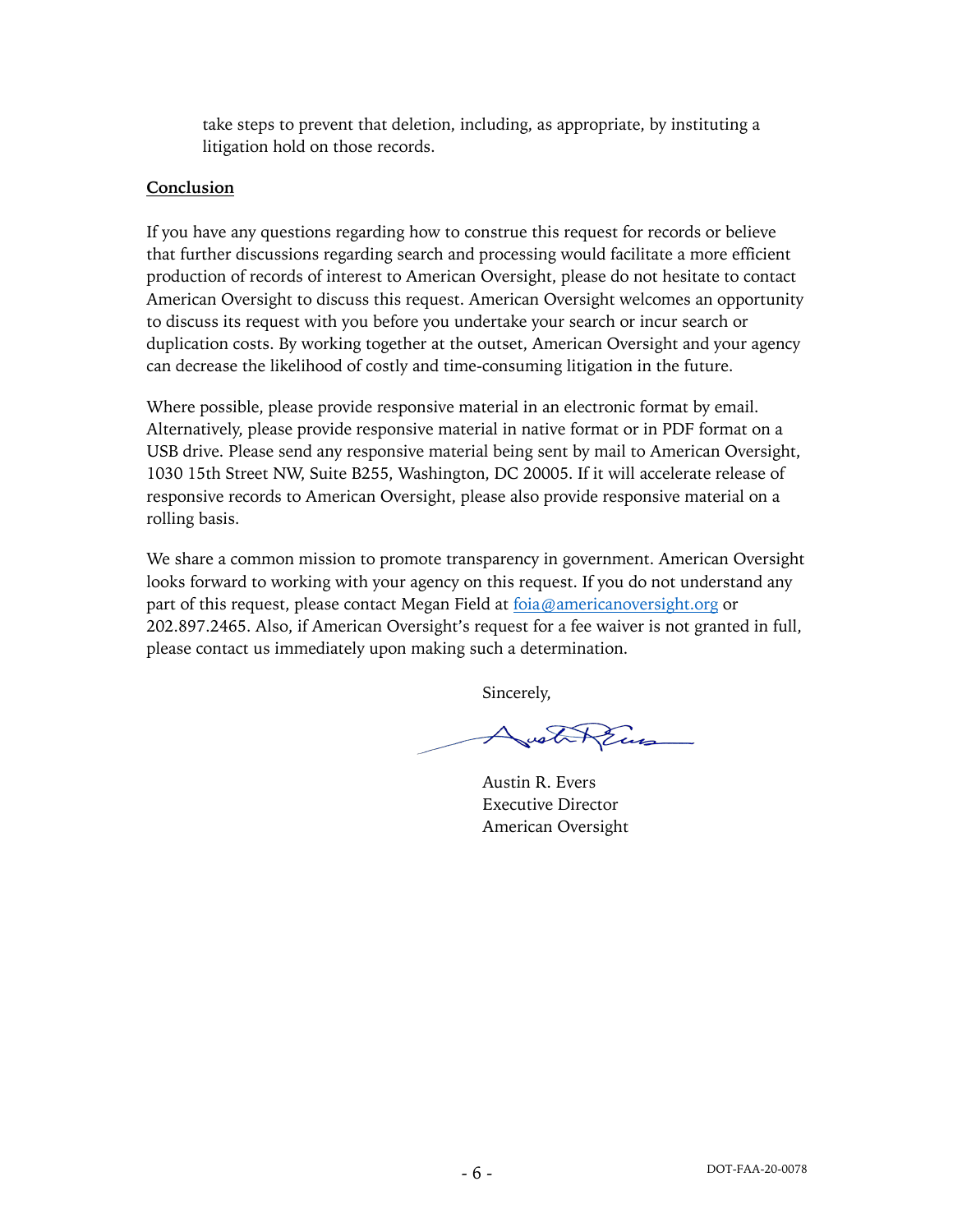take steps to prevent that deletion, including, as appropriate, by instituting a litigation hold on those records.

**Conclusion**

If you have any questions regarding how to construe this request for records or believe that further discussions regarding search and processing would facilitate a more efficient production of records of interest to American Oversight, please do not hesitate to contact American Oversight to discuss this request. American Oversight welcomes an opportunity to discuss its request with you before you undertake your search or incur search or duplication costs. By working together at the outset, American Oversight and your agency can decrease the likelihood of costly and time-consuming litigation in the future.

Where possible, please provide responsive material in an electronic format by email. Alternatively, please provide responsive material in native format or in PDF format on a USB drive. Please send any responsive material being sent by mail to American Oversight, 1030 15th Street NW, Suite B255, Washington, DC 20005. If it will accelerate release of responsive records to American Oversight, please also provide responsive material on a rolling basis.

We share a common mission to promote transparency in government. American Oversight looks forward to working with your agency on this request. If you do not understand any part of this request, please contact Megan Field at foia@americanoversight.org or 202.897.2465. Also, if American Oversight's request for a fee waiver is not granted in full, please contact us immediately upon making such a determination.

Sincerely,

Austin R. Evers
Executive Director
American Oversight

DOT-FAA-20-0078